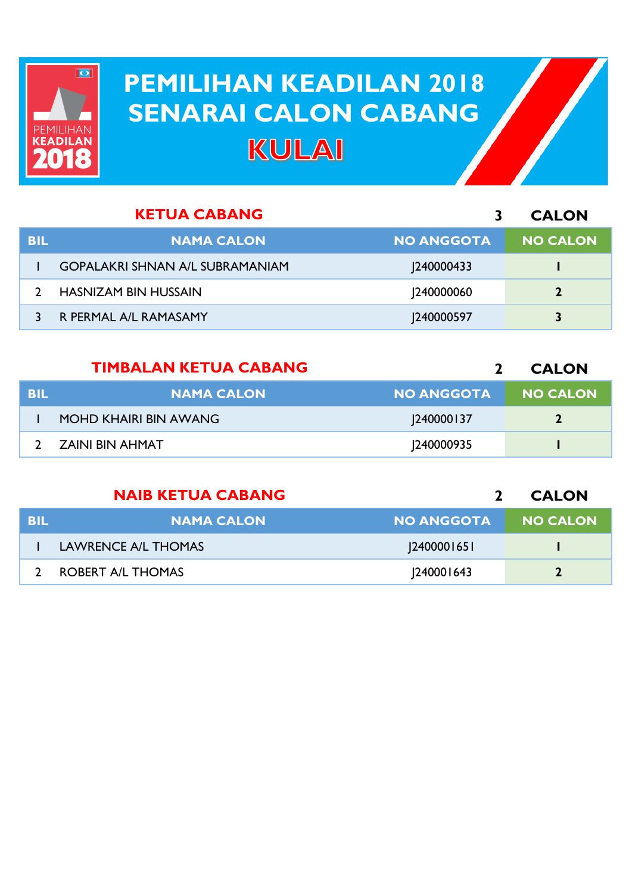# PEMILIHAN KEADILAN 2018
# SENARAI CALON CABANG
# KULAI

## KETUA CABANG

3 CALON

| BIL | NAMA CALON | NO ANGGOTA | NO CALON |
|---|---|---|---|
| 1 | GOPALAKRI SHNAN A/L SUBRAMANIAM | J240000433 | 1 |
| 2 | HASNIZAM BIN HUSSAIN | J240000060 | 2 |
| 3 | R PERMAL A/L RAMASAMY | J240000597 | 3 |

## TIMBALAN KETUA CABANG

2 CALON

| BIL | NAMA CALON | NO ANGGOTA | NO CALON |
|---|---|---|---|
| 1 | MOHD KHAIRI BIN AWANG | J240000137 | 2 |
| 2 | ZAINI BIN AHMAT | J240000935 | 1 |

## NAIB KETUA CABANG

2 CALON

| BIL | NAMA CALON | NO ANGGOTA | NO CALON |
|---|---|---|---|
| 1 | LAWRENCE A/L THOMAS | J2400001651 | 1 |
| 2 | ROBERT A/L THOMAS | J240001643 | 2 |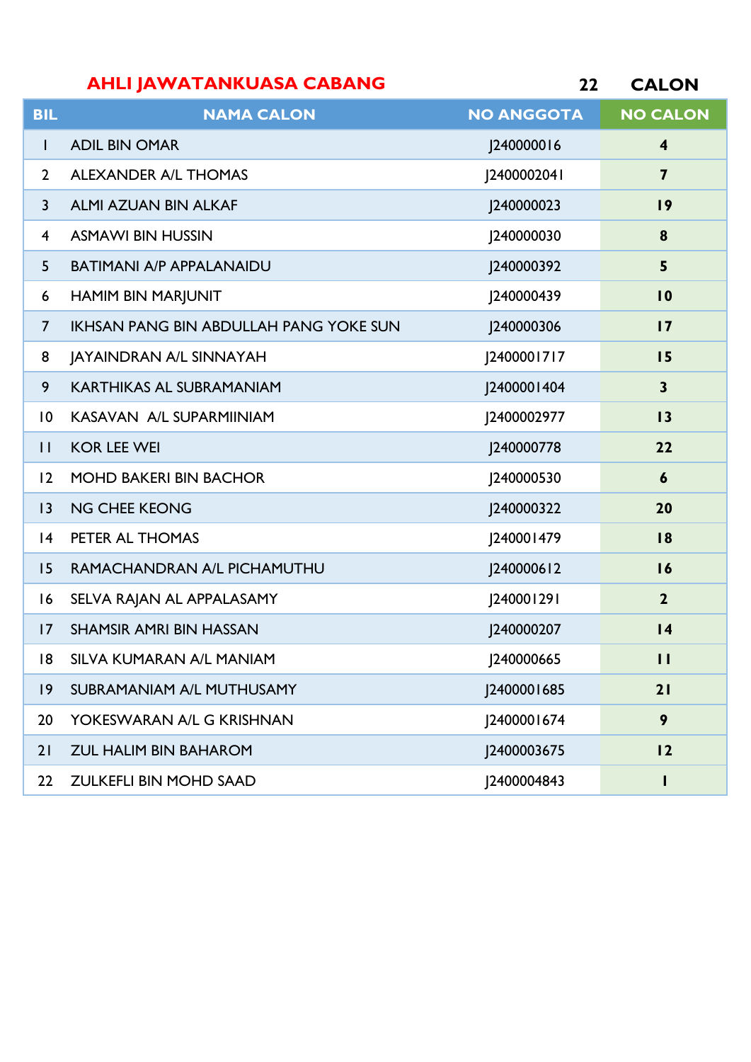**AHLI JAWATANKUASA CABANG** **22 CALON**

| BIL | NAMA CALON | NO ANGGOTA | NO CALON |
|---|---|---|---|
| 1 | ADIL BIN OMAR | J240000016 | 4 |
| 2 | ALEXANDER A/L THOMAS | J2400002041 | 7 |
| 3 | ALMI AZUAN BIN ALKAF | J240000023 | 19 |
| 4 | ASMAWI BIN HUSSIN | J240000030 | 8 |
| 5 | BATIMANI A/P APPALANAIDU | J240000392 | 5 |
| 6 | HAMIM BIN MARJUNIT | J240000439 | 10 |
| 7 | IKHSAN PANG BIN ABDULLAH PANG YOKE SUN | J240000306 | 17 |
| 8 | JAYAINDRAN A/L SINNAYAH | J2400001717 | 15 |
| 9 | KARTHIKAS AL SUBRAMANIAM | J2400001404 | 3 |
| 10 | KASAVAN A/L SUPARMIINIAM | J2400002977 | 13 |
| 11 | KOR LEE WEI | J240000778 | 22 |
| 12 | MOHD BAKERI BIN BACHOR | J240000530 | 6 |
| 13 | NG CHEE KEONG | J240000322 | 20 |
| 14 | PETER AL THOMAS | J240001479 | 18 |
| 15 | RAMACHANDRAN A/L PICHAMUTHU | J240000612 | 16 |
| 16 | SELVA RAJAN AL APPALASAMY | J240001291 | 2 |
| 17 | SHAMSIR AMRI BIN HASSAN | J240000207 | 14 |
| 18 | SILVA KUMARAN A/L MANIAM | J240000665 | 11 |
| 19 | SUBRAMANIAM A/L MUTHUSAMY | J2400001685 | 21 |
| 20 | YOKESWARAN A/L G KRISHNAN | J2400001674 | 9 |
| 21 | ZUL HALIM BIN BAHAROM | J2400003675 | 12 |
| 22 | ZULKEFLI BIN MOHD SAAD | J2400004843 | 1 |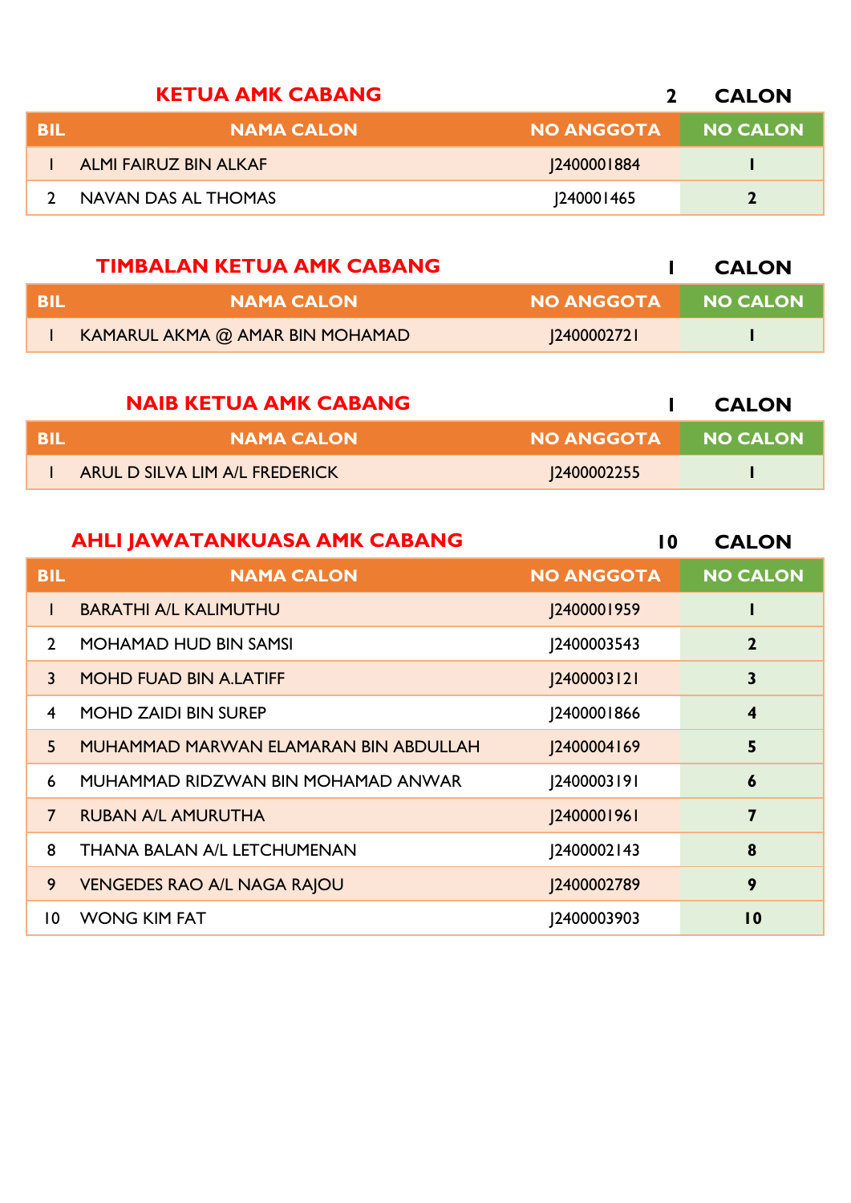## KETUA AMK CABANG

2 CALON

| BIL | NAMA CALON | NO ANGGOTA | NO CALON |
|---|---|---|---|
| 1 | ALMI FAIRUZ BIN ALKAF | J2400001884 | 1 |
| 2 | NAVAN DAS AL THOMAS | J240001465 | 2 |

## TIMBALAN KETUA AMK CABANG

1 CALON

| BIL | NAMA CALON | NO ANGGOTA | NO CALON |
|---|---|---|---|
| 1 | KAMARUL AKMA @ AMAR BIN MOHAMAD | J2400002721 | 1 |

## NAIB KETUA AMK CABANG

1 CALON

| BIL | NAMA CALON | NO ANGGOTA | NO CALON |
|---|---|---|---|
| 1 | ARUL D SILVA LIM A/L FREDERICK | J2400002255 | 1 |

## AHLI JAWATANKUASA AMK CABANG

10 CALON

| BIL | NAMA CALON | NO ANGGOTA | NO CALON |
|---|---|---|---|
| 1 | BARATHI A/L KALIMUTHU | J2400001959 | 1 |
| 2 | MOHAMAD HUD BIN SAMSI | J2400003543 | 2 |
| 3 | MOHD FUAD BIN A.LATIFF | J2400003121 | 3 |
| 4 | MOHD ZAIDI BIN SUREP | J2400001866 | 4 |
| 5 | MUHAMMAD MARWAN ELAMARAN BIN ABDULLAH | J2400004169 | 5 |
| 6 | MUHAMMAD RIDZWAN BIN MOHAMAD ANWAR | J2400003191 | 6 |
| 7 | RUBAN A/L AMURUTHA | J2400001961 | 7 |
| 8 | THANA BALAN A/L LETCHUMENAN | J2400002143 | 8 |
| 9 | VENGEDES RAO A/L NAGA RAJOU | J2400002789 | 9 |
| 10 | WONG KIM FAT | J2400003903 | 10 |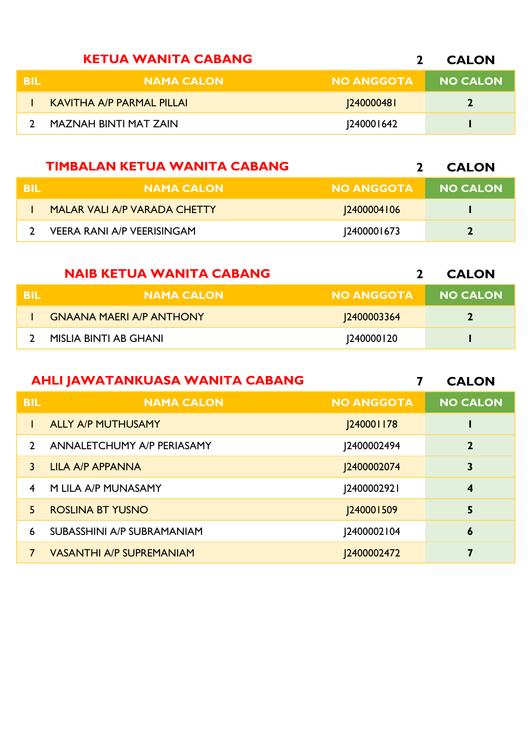## KETUA WANITA CABANG

**2 CALON**

| BIL | NAMA CALON | NO ANGGOTA | NO CALON |
|---|---|---|---|
| 1 | KAVITHA A/P PARMAL PILLAI | J240000481 | **2** |
| 2 | MAZNAH BINTI MAT ZAIN | J240001642 | **1** |

## TIMBALAN KETUA WANITA CABANG

**2 CALON**

| BIL | NAMA CALON | NO ANGGOTA | NO CALON |
|---|---|---|---|
| 1 | MALAR VALI A/P VARADA CHETTY | J2400004106 | **1** |
| 2 | VEERA RANI A/P VEERISINGAM | J2400001673 | **2** |

## NAIB KETUA WANITA CABANG

**2 CALON**

| BIL | NAMA CALON | NO ANGGOTA | NO CALON |
|---|---|---|---|
| 1 | GNAANA MAERI A/P ANTHONY | J2400003364 | **2** |
| 2 | MISLIA BINTI AB GHANI | J240000120 | **1** |

## AHLI JAWATANKUASA WANITA CABANG

**7 CALON**

| BIL | NAMA CALON | NO ANGGOTA | NO CALON |
|---|---|---|---|
| 1 | ALLY A/P MUTHUSAMY | J240001178 | **1** |
| 2 | ANNALETCHUMY A/P PERIASAMY | J2400002494 | **2** |
| 3 | LILA A/P APPANNA | J2400002074 | **3** |
| 4 | M LILA A/P MUNASAMY | J2400002921 | **4** |
| 5 | ROSLINA BT YUSNO | J240001509 | **5** |
| 6 | SUBASSHINI A/P SUBRAMANIAM | J2400002104 | **6** |
| 7 | VASANTHI A/P SUPREMANIAM | J2400002472 | **7** |